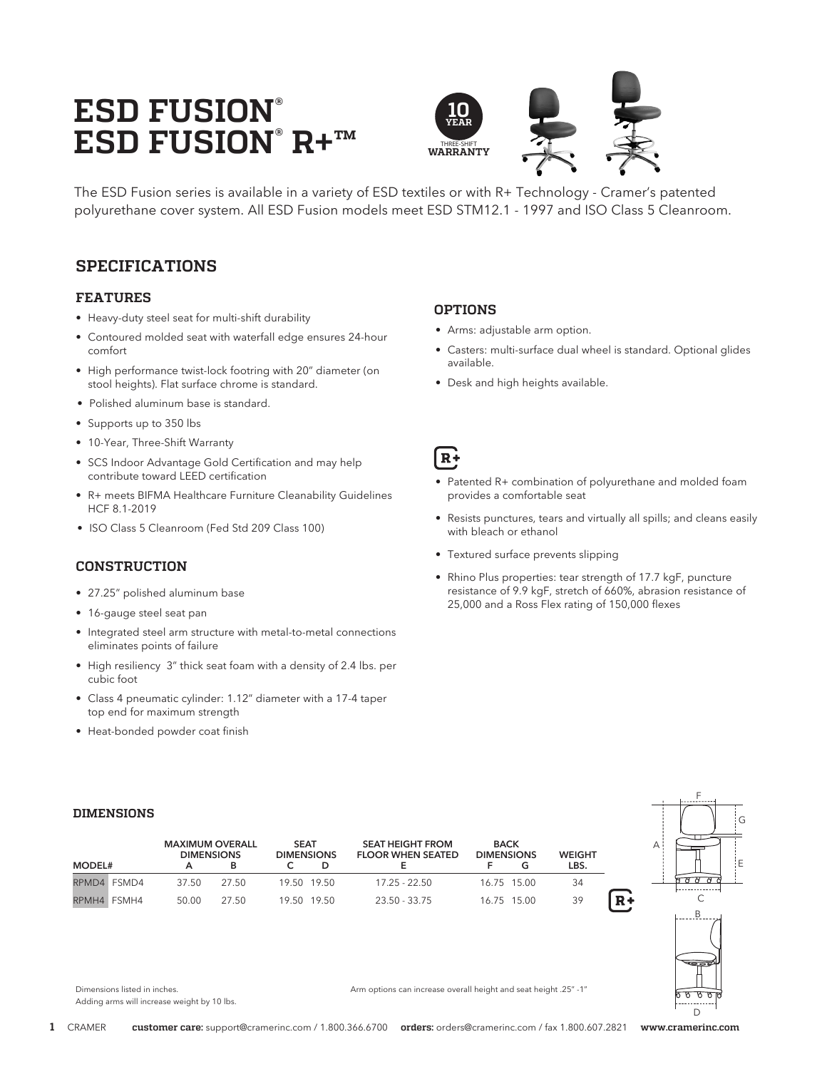# ESD FUSION®
# ESD FUSION® R+™

10 YEAR THREE-SHIFT WARRANTY

The ESD Fusion series is available in a variety of ESD textiles or with R+ Technology - Cramer's patented polyurethane cover system. All ESD Fusion models meet ESD STM12.1 - 1997 and ISO Class 5 Cleanroom.

## SPECIFICATIONS

### FEATURES

- Heavy-duty steel seat for multi-shift durability
- Contoured molded seat with waterfall edge ensures 24-hour comfort
- High performance twist-lock footring with 20" diameter (on stool heights). Flat surface chrome is standard.
- Polished aluminum base is standard.
- Supports up to 350 lbs
- 10-Year, Three-Shift Warranty
- SCS Indoor Advantage Gold Certification and may help contribute toward LEED certification
- R+ meets BIFMA Healthcare Furniture Cleanability Guidelines HCF 8.1-2019
- ISO Class 5 Cleanroom (Fed Std 209 Class 100)

### CONSTRUCTION

- 27.25" polished aluminum base
- 16-gauge steel seat pan
- Integrated steel arm structure with metal-to-metal connections eliminates points of failure
- High resiliency 3" thick seat foam with a density of 2.4 lbs. per cubic foot
- Class 4 pneumatic cylinder: 1.12" diameter with a 17-4 taper top end for maximum strength
- Heat-bonded powder coat finish

### OPTIONS

- Arms: adjustable arm option.
- Casters: multi-surface dual wheel is standard. Optional glides available.
- Desk and high heights available.

### R+

- Patented R+ combination of polyurethane and molded foam provides a comfortable seat
- Resists punctures, tears and virtually all spills; and cleans easily with bleach or ethanol
- Textured surface prevents slipping
- Rhino Plus properties: tear strength of 17.7 kgF, puncture resistance of 9.9 kgF, stretch of 660%, abrasion resistance of 25,000 and a Ross Flex rating of 150,000 flexes

### DIMENSIONS

| MODEL# | | MAXIMUM OVERALL DIMENSIONS A | B | SEAT DIMENSIONS C | D | SEAT HEIGHT FROM FLOOR WHEN SEATED E | BACK DIMENSIONS F | G | WEIGHT LBS. |
|---|---|---|---|---|---|---|---|---|---|
| RPMD4 | FSMD4 | 37.50 | 27.50 | 19.50 | 19.50 | 17.25 - 22.50 | 16.75 | 15.00 | 34 |
| RPMH4 | FSMH4 | 50.00 | 27.50 | 19.50 | 19.50 | 23.50 - 33.75 | 16.75 | 15.00 | 39 |

Dimensions listed in inches.
Adding arms will increase weight by 10 lbs.

Arm options can increase overall height and seat height .25" -1"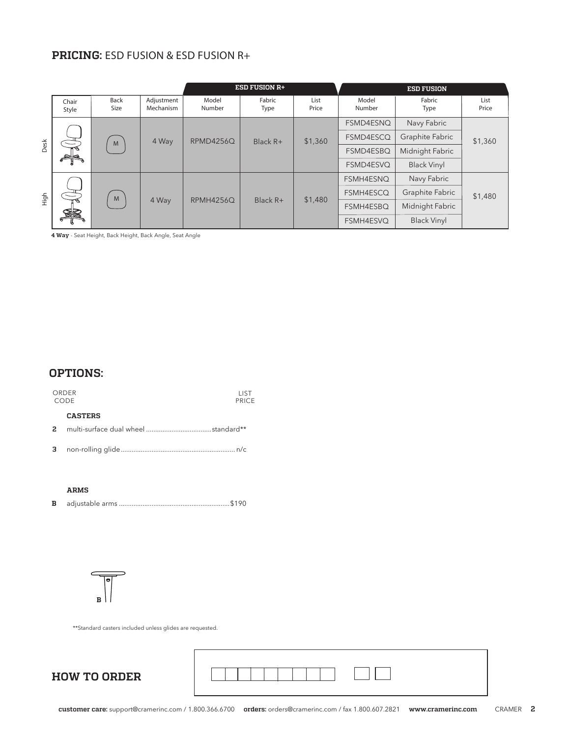## PRICING: ESD FUSION & ESD FUSION R+

| | | | | ESD FUSION R+ | | | ESD FUSION | | |
|---|---|---|---|---|---|---|---|---|---|
| | Chair Style | Back Size | Adjustment Mechanism | Model Number | Fabric Type | List Price | Model Number | Fabric Type | List Price |
| Desk | | M | 4 Way | RPMD4256Q | Black R+ | $1,360 | FSMD4ESNQ | Navy Fabric | $1,360 |
| | | | | | | | FSMD4ESCQ | Graphite Fabric | |
| | | | | | | | FSMD4ESBQ | Midnight Fabric | |
| | | | | | | | FSMD4ESVQ | Black Vinyl | |
| High | | M | 4 Way | RPMH4256Q | Black R+ | $1,480 | FSMH4ESNQ | Navy Fabric | $1,480 |
| | | | | | | | FSMH4ESCQ | Graphite Fabric | |
| | | | | | | | FSMH4ESBQ | Midnight Fabric | |
| | | | | | | | FSMH4ESVQ | Black Vinyl | |

**4 Way** - Seat Height, Back Height, Back Angle, Seat Angle

## OPTIONS:

ORDER CODE — LIST PRICE

**CASTERS**

**2** multi-surface dual wheel ................................... standard**

**3** non-rolling glide ................................................ n/c

**ARMS**

**B** adjustable arms ................................................ $190

B

**Standard casters included unless glides are requested.

## HOW TO ORDER

**customer care:** support@cramerinc.com / 1.800.366.6700 **orders:** orders@cramerinc.com / fax 1.800.607.2821 **www.cramerinc.com**